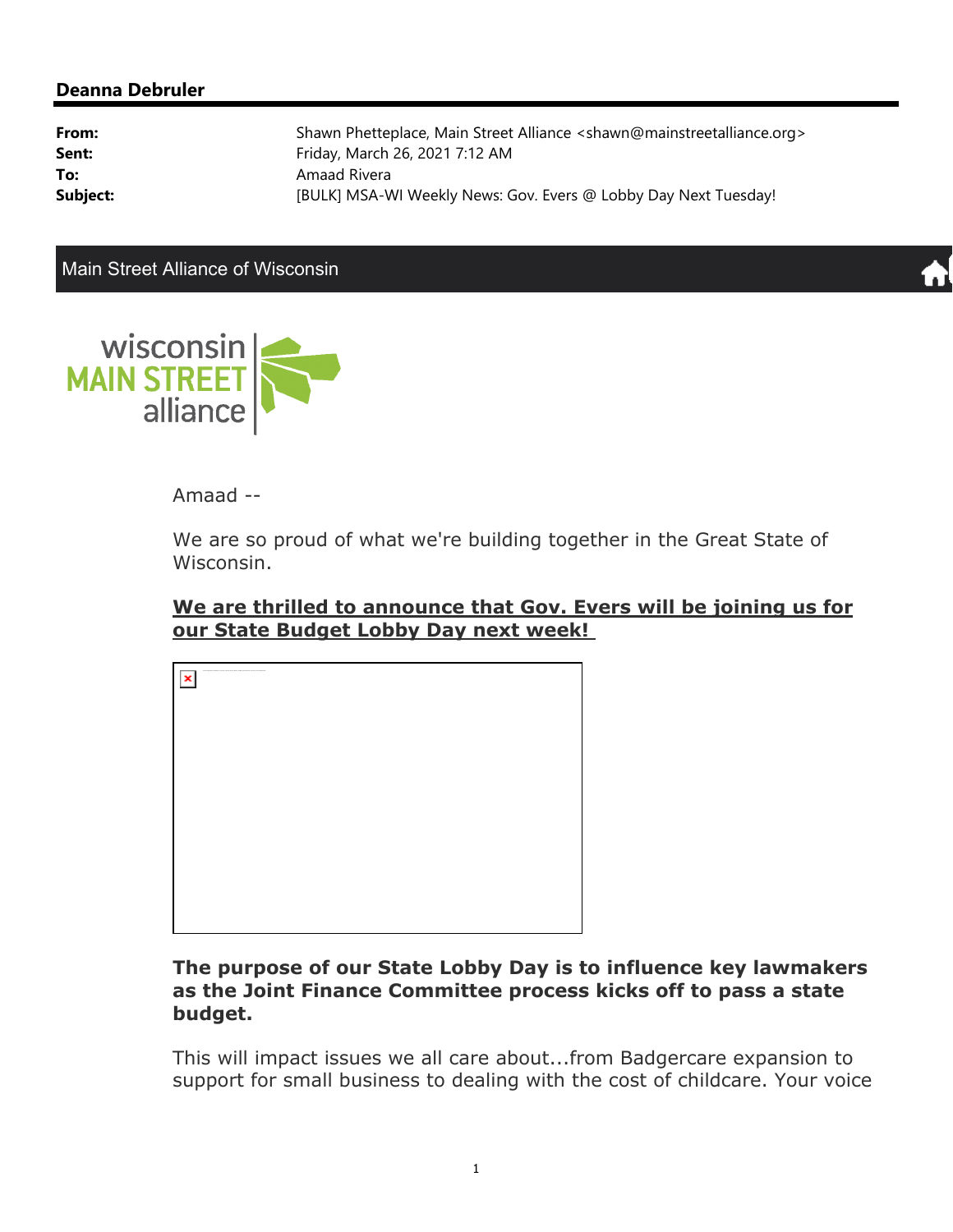**Deanna Debruler**

| | |
|---|---|
| **From:** | Shawn Phetteplace, Main Street Alliance <shawn@mainstreetalliance.org> |
| **Sent:** | Friday, March 26, 2021 7:12 AM |
| **To:** | Amaad Rivera |
| **Subject:** | [BULK] MSA-WI Weekly News: Gov. Evers @ Lobby Day Next Tuesday! |

Main Street Alliance of Wisconsin

wisconsin MAIN STREET alliance

Amaad --

We are so proud of what we're building together in the Great State of Wisconsin.

**We are thrilled to announce that Gov. Evers will be joining us for our State Budget Lobby Day next week!**

**The purpose of our State Lobby Day is to influence key lawmakers as the Joint Finance Committee process kicks off to pass a state budget.**

This will impact issues we all care about...from Badgercare expansion to support for small business to dealing with the cost of childcare. Your voice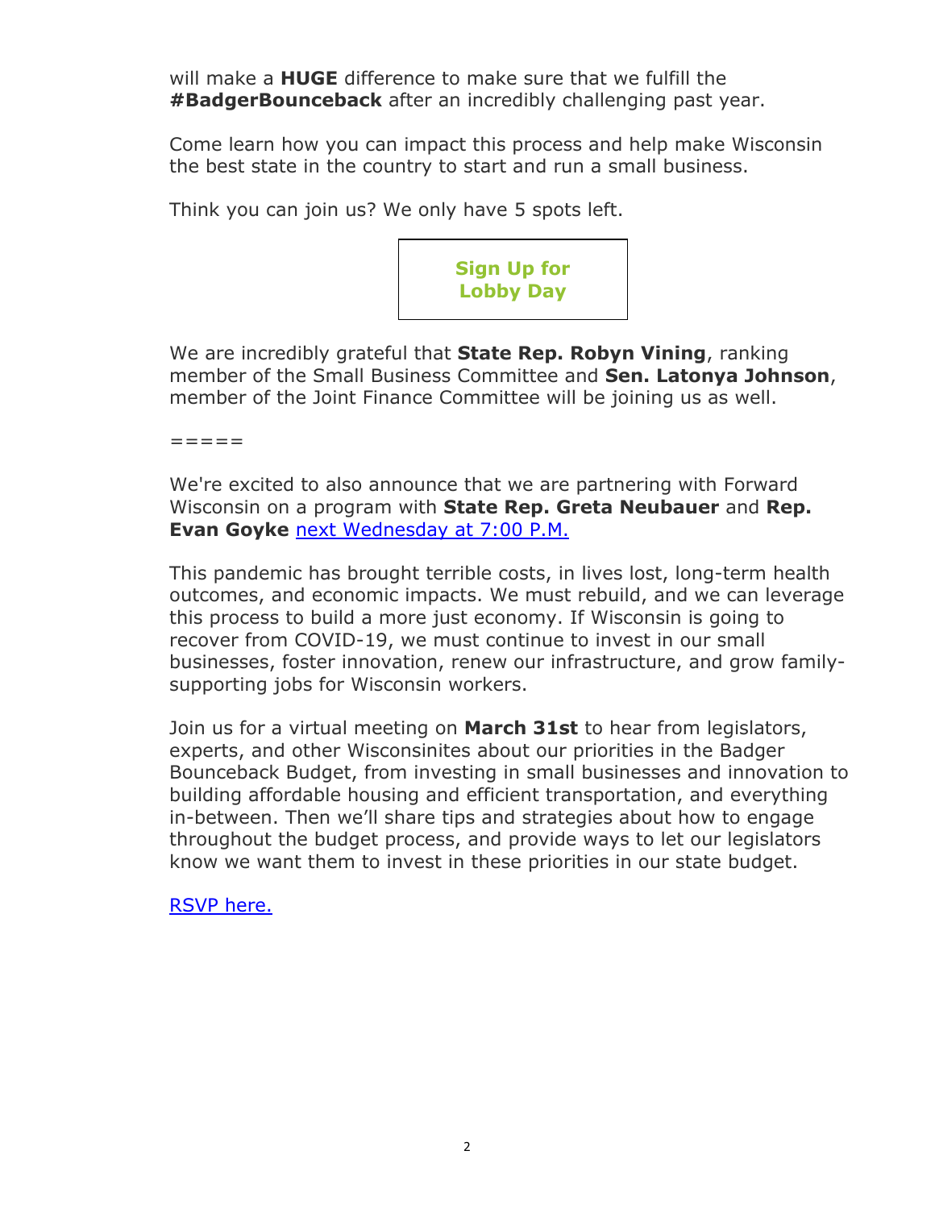will make a **HUGE** difference to make sure that we fulfill the **#BadgerBounceback** after an incredibly challenging past year.

Come learn how you can impact this process and help make Wisconsin the best state in the country to start and run a small business.

Think you can join us? We only have 5 spots left.

**Sign Up for Lobby Day**

We are incredibly grateful that **State Rep. Robyn Vining**, ranking member of the Small Business Committee and **Sen. Latonya Johnson**, member of the Joint Finance Committee will be joining us as well.

=====

We're excited to also announce that we are partnering with Forward Wisconsin on a program with **State Rep. Greta Neubauer** and **Rep. Evan Goyke** next Wednesday at 7:00 P.M.

This pandemic has brought terrible costs, in lives lost, long-term health outcomes, and economic impacts. We must rebuild, and we can leverage this process to build a more just economy. If Wisconsin is going to recover from COVID-19, we must continue to invest in our small businesses, foster innovation, renew our infrastructure, and grow family-supporting jobs for Wisconsin workers.

Join us for a virtual meeting on **March 31st** to hear from legislators, experts, and other Wisconsinites about our priorities in the Badger Bounceback Budget, from investing in small businesses and innovation to building affordable housing and efficient transportation, and everything in-between. Then we'll share tips and strategies about how to engage throughout the budget process, and provide ways to let our legislators know we want them to invest in these priorities in our state budget.

RSVP here.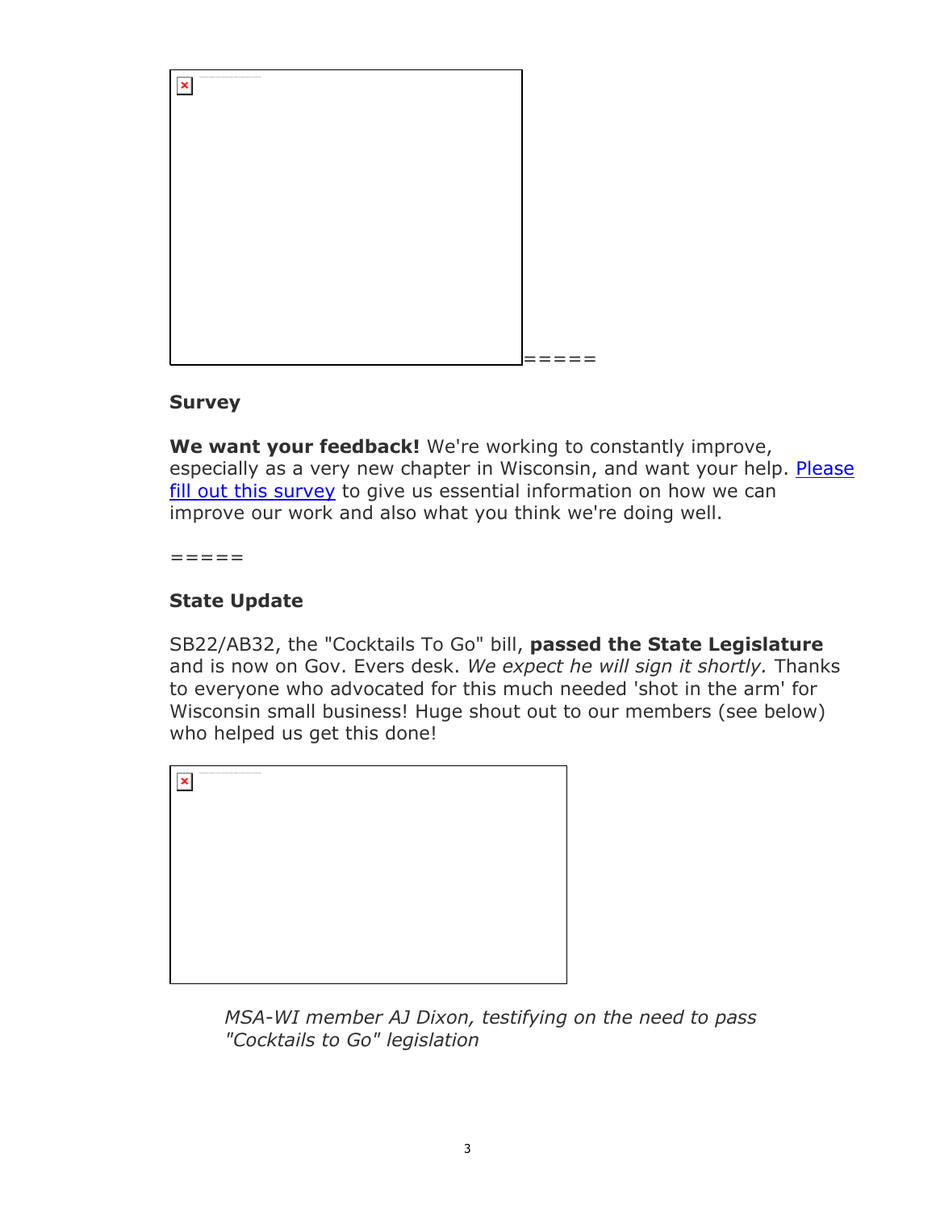=====

## Survey

**We want your feedback!** We're working to constantly improve, especially as a very new chapter in Wisconsin, and want your help. Please fill out this survey to give us essential information on how we can improve our work and also what you think we're doing well.

=====

## State Update

SB22/AB32, the "Cocktails To Go" bill, **passed the State Legislature** and is now on Gov. Evers desk. *We expect he will sign it shortly.* Thanks to everyone who advocated for this much needed 'shot in the arm' for Wisconsin small business! Huge shout out to our members (see below) who helped us get this done!

*MSA-WI member AJ Dixon, testifying on the need to pass "Cocktails to Go" legislation*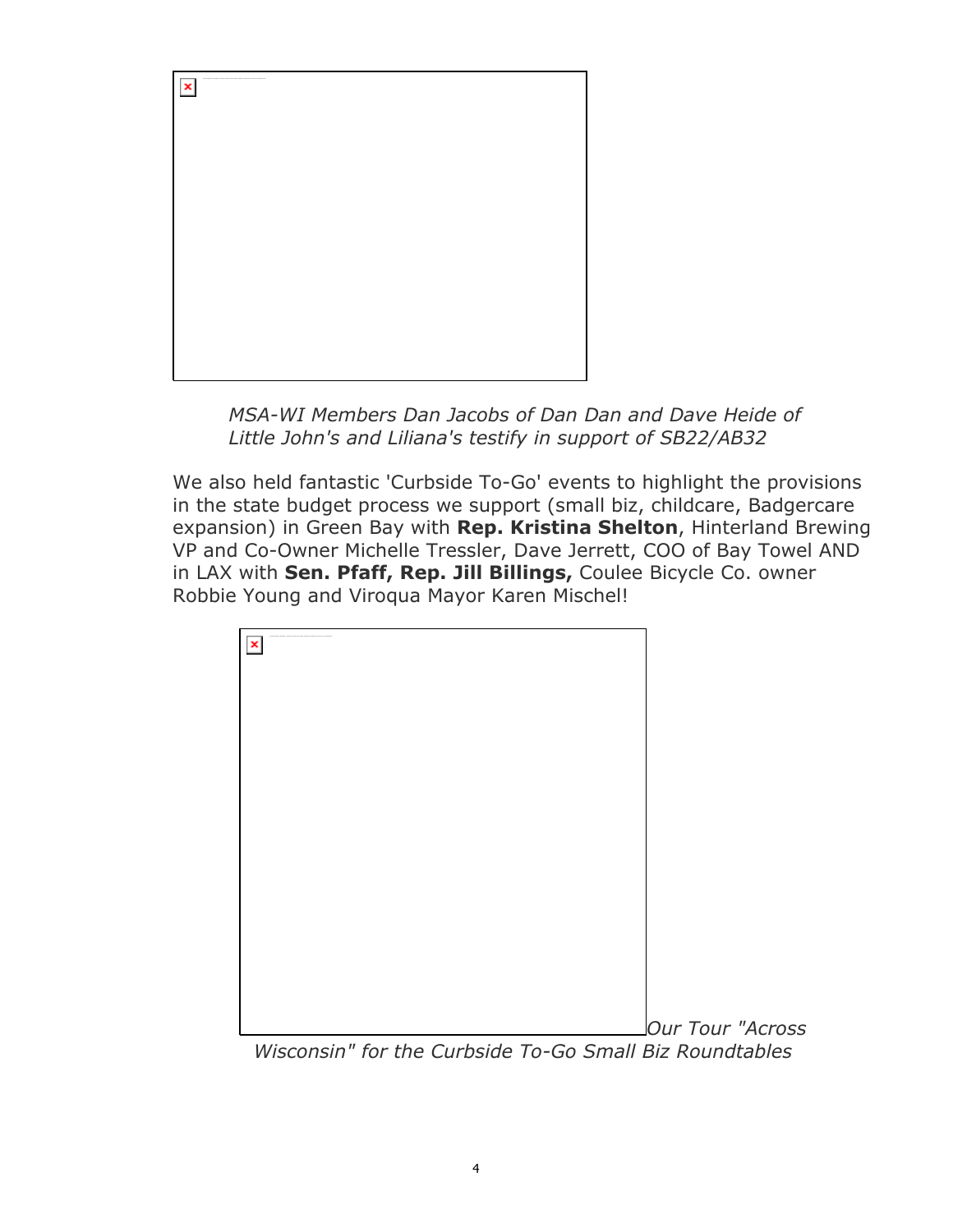*MSA-WI Members Dan Jacobs of Dan Dan and Dave Heide of Little John's and Liliana's testify in support of SB22/AB32*

We also held fantastic 'Curbside To-Go' events to highlight the provisions in the state budget process we support (small biz, childcare, Badgercare expansion) in Green Bay with **Rep. Kristina Shelton**, Hinterland Brewing VP and Co-Owner Michelle Tressler, Dave Jerrett, COO of Bay Towel AND in LAX with **Sen. Pfaff, Rep. Jill Billings,** Coulee Bicycle Co. owner Robbie Young and Viroqua Mayor Karen Mischel!

*Our Tour "Across Wisconsin" for the Curbside To-Go Small Biz Roundtables*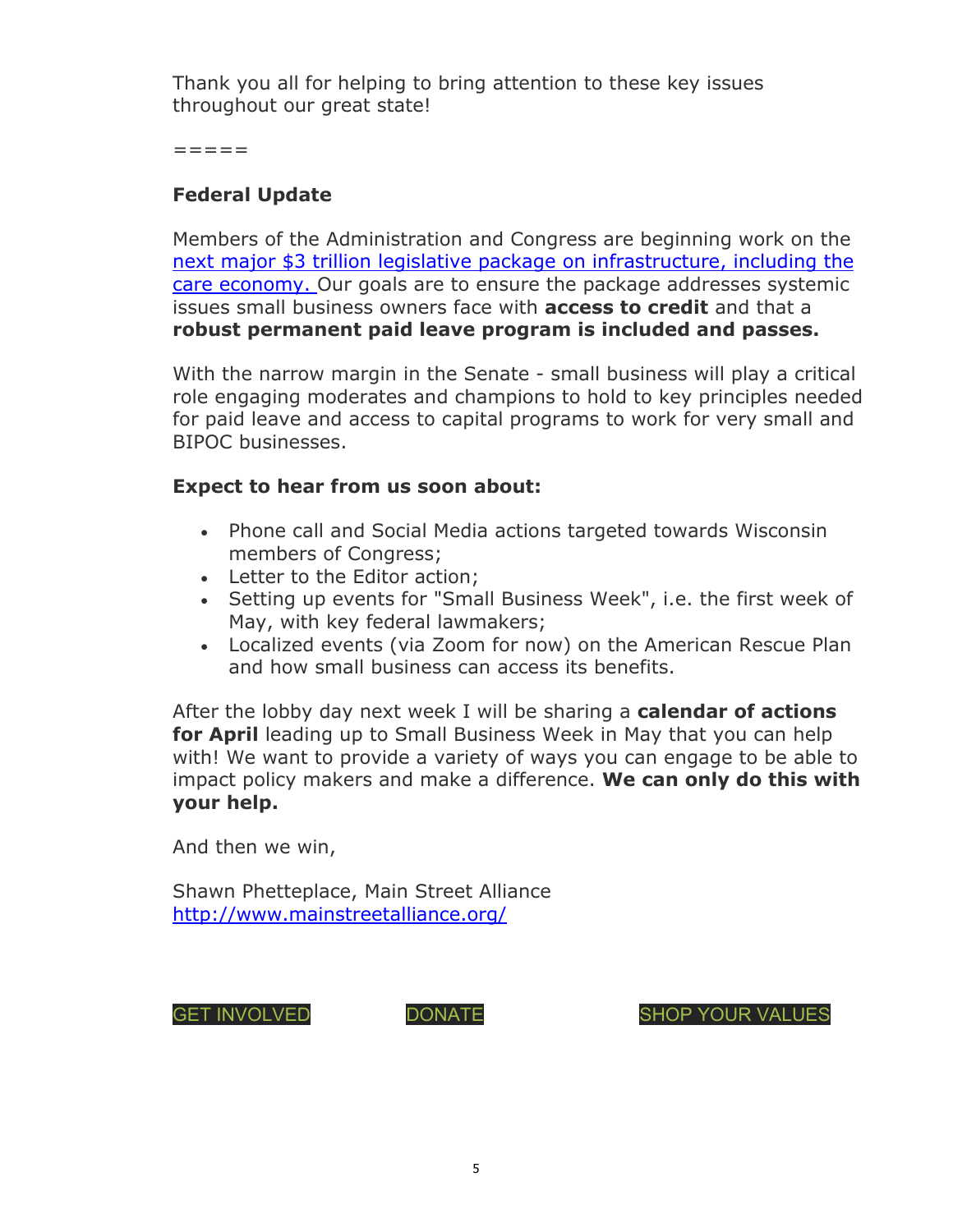Thank you all for helping to bring attention to these key issues throughout our great state!

=====

**Federal Update**

Members of the Administration and Congress are beginning work on the next major $3 trillion legislative package on infrastructure, including the care economy. Our goals are to ensure the package addresses systemic issues small business owners face with **access to credit** and that a **robust permanent paid leave program is included and passes.**

With the narrow margin in the Senate - small business will play a critical role engaging moderates and champions to hold to key principles needed for paid leave and access to capital programs to work for very small and BIPOC businesses.

**Expect to hear from us soon about:**

- Phone call and Social Media actions targeted towards Wisconsin members of Congress;
- Letter to the Editor action;
- Setting up events for "Small Business Week", i.e. the first week of May, with key federal lawmakers;
- Localized events (via Zoom for now) on the American Rescue Plan and how small business can access its benefits.

After the lobby day next week I will be sharing a **calendar of actions for April** leading up to Small Business Week in May that you can help with! We want to provide a variety of ways you can engage to be able to impact policy makers and make a difference. **We can only do this with your help.**

And then we win,

Shawn Phetteplace, Main Street Alliance
http://www.mainstreetalliance.org/

GET INVOLVED DONATE SHOP YOUR VALUES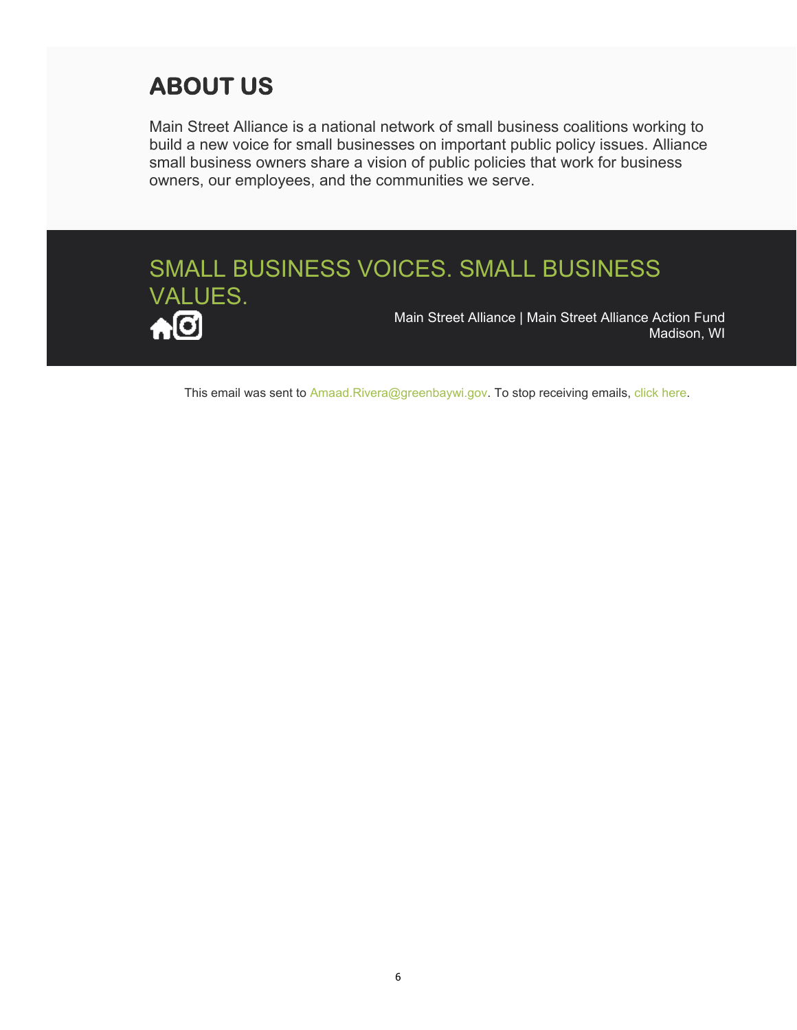## ABOUT US

Main Street Alliance is a national network of small business coalitions working to build a new voice for small businesses on important public policy issues. Alliance small business owners share a vision of public policies that work for business owners, our employees, and the communities we serve.

SMALL BUSINESS VOICES. SMALL BUSINESS VALUES.

Main Street Alliance | Main Street Alliance Action Fund
Madison, WI

This email was sent to Amaad.Rivera@greenbaywi.gov. To stop receiving emails, click here.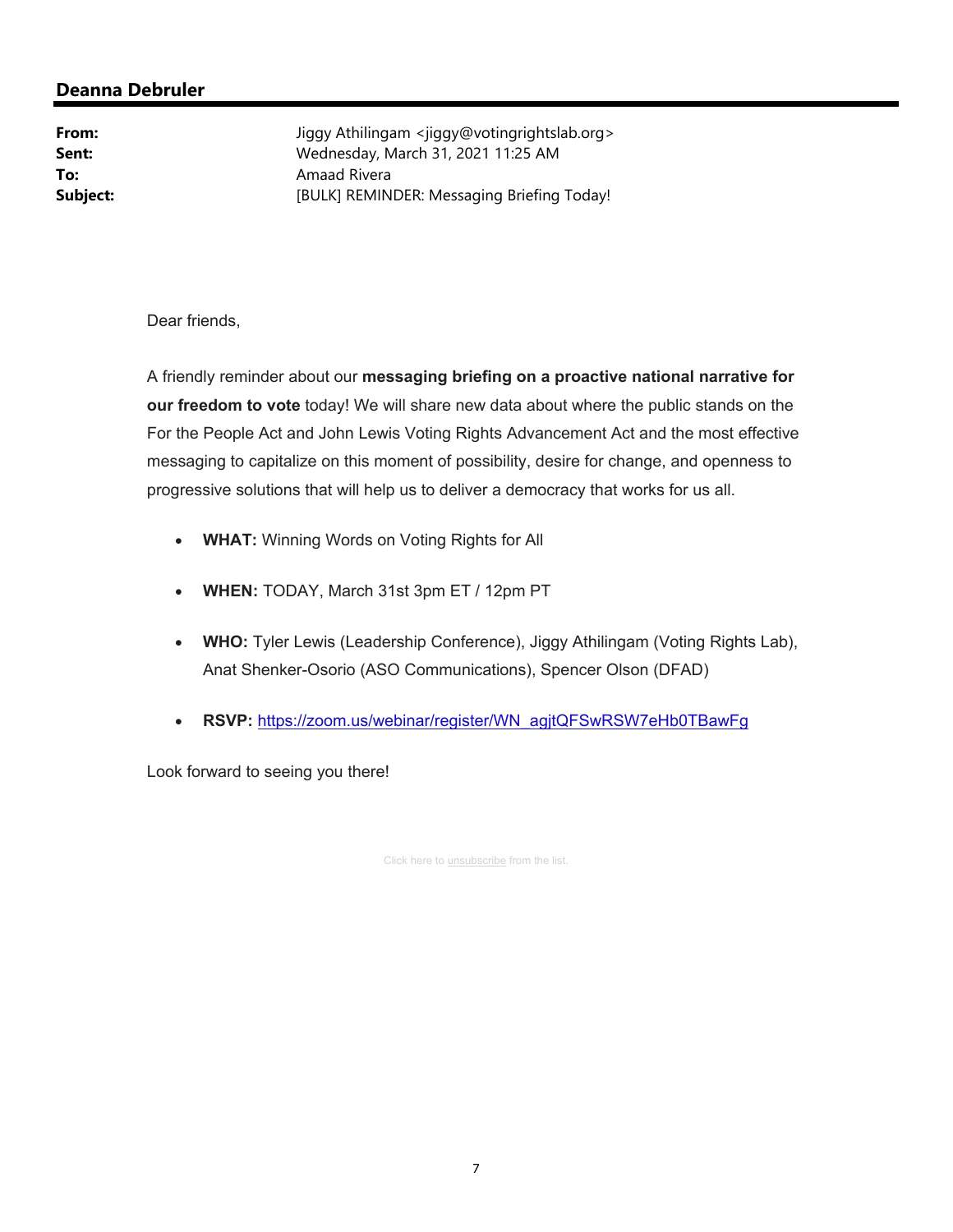## Deanna Debruler

**From:** Jiggy Athilingam <jiggy@votingrightslab.org>
**Sent:** Wednesday, March 31, 2021 11:25 AM
**To:** Amaad Rivera
**Subject:** [BULK] REMINDER: Messaging Briefing Today!

Dear friends,

A friendly reminder about our **messaging briefing on a proactive national narrative for our freedom to vote** today! We will share new data about where the public stands on the For the People Act and John Lewis Voting Rights Advancement Act and the most effective messaging to capitalize on this moment of possibility, desire for change, and openness to progressive solutions that will help us to deliver a democracy that works for us all.

- **WHAT:** Winning Words on Voting Rights for All
- **WHEN:** TODAY, March 31st 3pm ET / 12pm PT
- **WHO:** Tyler Lewis (Leadership Conference), Jiggy Athilingam (Voting Rights Lab), Anat Shenker-Osorio (ASO Communications), Spencer Olson (DFAD)
- **RSVP:** https://zoom.us/webinar/register/WN_agjtQFSwRSW7eHb0TBawFg

Look forward to seeing you there!

Click here to unsubscribe from the list.